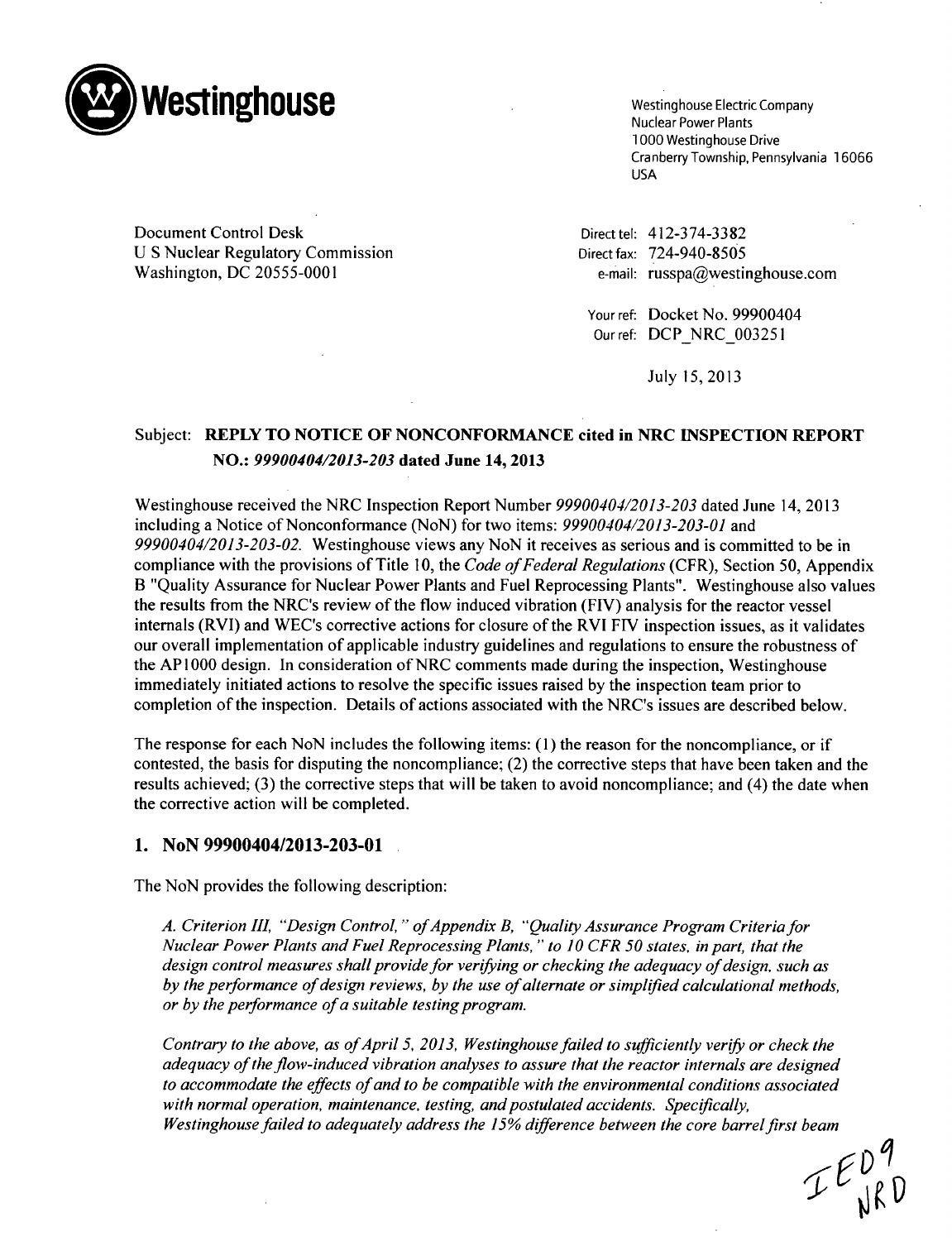**Westinghouse**

Westinghouse Electric Company
Nuclear Power Plants
1000 Westinghouse Drive
Cranberry Township, Pennsylvania 16066
USA

Document Control Desk
U S Nuclear Regulatory Commission
Washington, DC 20555-0001

Direct tel: 412-374-3382
Direct fax: 724-940-8505
e-mail: russpa@westinghouse.com

Your ref: Docket No. 99900404
Our ref: DCP_NRC_003251

July 15, 2013

Subject: **REPLY TO NOTICE OF NONCONFORMANCE cited in NRC INSPECTION REPORT NO.:** ***99900404/2013-203*** **dated June 14, 2013**

Westinghouse received the NRC Inspection Report Number *99900404/2013-203* dated June 14, 2013 including a Notice of Nonconformance (NoN) for two items: *99900404/2013-203-01* and *99900404/2013-203-02.* Westinghouse views any NoN it receives as serious and is committed to be in compliance with the provisions of Title 10, the *Code of Federal Regulations* (CFR), Section 50, Appendix B "Quality Assurance for Nuclear Power Plants and Fuel Reprocessing Plants". Westinghouse also values the results from the NRC's review of the flow induced vibration (FIV) analysis for the reactor vessel internals (RVI) and WEC's corrective actions for closure of the RVI FIV inspection issues, as it validates our overall implementation of applicable industry guidelines and regulations to ensure the robustness of the AP1000 design. In consideration of NRC comments made during the inspection, Westinghouse immediately initiated actions to resolve the specific issues raised by the inspection team prior to completion of the inspection. Details of actions associated with the NRC's issues are described below.

The response for each NoN includes the following items: (1) the reason for the noncompliance, or if contested, the basis for disputing the noncompliance; (2) the corrective steps that have been taken and the results achieved; (3) the corrective steps that will be taken to avoid noncompliance; and (4) the date when the corrective action will be completed.

## 1. NoN 99900404/2013-203-01

The NoN provides the following description:

*A. Criterion III, "Design Control," of Appendix B, "Quality Assurance Program Criteria for Nuclear Power Plants and Fuel Reprocessing Plants," to 10 CFR 50 states, in part, that the design control measures shall provide for verifying or checking the adequacy of design, such as by the performance of design reviews, by the use of alternate or simplified calculational methods, or by the performance of a suitable testing program.*

*Contrary to the above, as of April 5, 2013, Westinghouse failed to sufficiently verify or check the adequacy of the flow-induced vibration analyses to assure that the reactor internals are designed to accommodate the effects of and to be compatible with the environmental conditions associated with normal operation, maintenance, testing, and postulated accidents. Specifically, Westinghouse failed to adequately address the 15% difference between the core barrel first beam*

IE09
NRD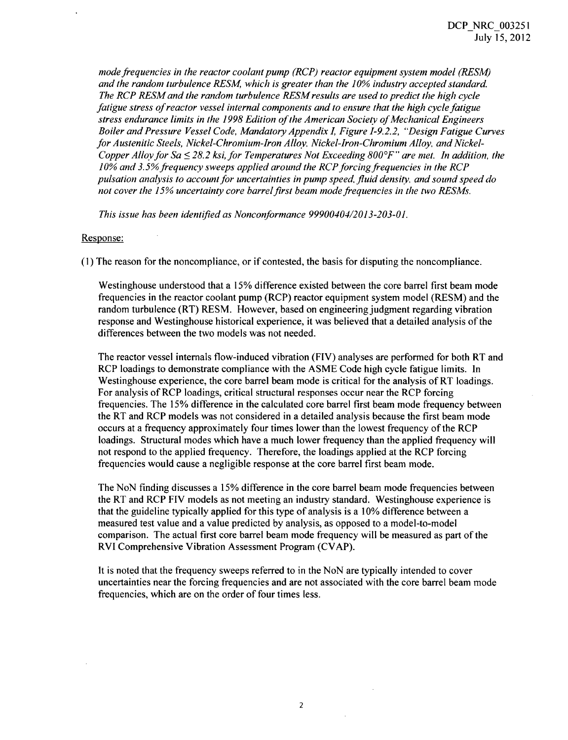*mode frequencies in the reactor coolant pump (RCP) reactor equipment system model (RESM) and the random turbulence RESM, which is greater than the 10% industry accepted standard. The RCP RESM and the random turbulence RESM results are used to predict the high cycle fatigue stress of reactor vessel internal components and to ensure that the high cycle fatigue stress endurance limits in the 1998 Edition of the American Society of Mechanical Engineers Boiler and Pressure Vessel Code, Mandatory Appendix I, Figure I-9.2.2, "Design Fatigue Curves for Austenitic Steels, Nickel-Chromium-Iron Alloy, Nickel-Iron-Chromium Alloy, and Nickel-Copper Alloy for Sa ≤ 28.2 ksi, for Temperatures Not Exceeding 800°F" are met. In addition, the 10% and 3.5% frequency sweeps applied around the RCP forcing frequencies in the RCP pulsation analysis to account for uncertainties in pump speed, fluid density, and sound speed do not cover the 15% uncertainty core barrel first beam mode frequencies in the two RESMs.*

*This issue has been identified as Nonconformance 99900404/2013-203-01.*

Response:

(1) The reason for the noncompliance, or if contested, the basis for disputing the noncompliance.

Westinghouse understood that a 15% difference existed between the core barrel first beam mode frequencies in the reactor coolant pump (RCP) reactor equipment system model (RESM) and the random turbulence (RT) RESM. However, based on engineering judgment regarding vibration response and Westinghouse historical experience, it was believed that a detailed analysis of the differences between the two models was not needed.

The reactor vessel internals flow-induced vibration (FIV) analyses are performed for both RT and RCP loadings to demonstrate compliance with the ASME Code high cycle fatigue limits. In Westinghouse experience, the core barrel beam mode is critical for the analysis of RT loadings. For analysis of RCP loadings, critical structural responses occur near the RCP forcing frequencies. The 15% difference in the calculated core barrel first beam mode frequency between the RT and RCP models was not considered in a detailed analysis because the first beam mode occurs at a frequency approximately four times lower than the lowest frequency of the RCP loadings. Structural modes which have a much lower frequency than the applied frequency will not respond to the applied frequency. Therefore, the loadings applied at the RCP forcing frequencies would cause a negligible response at the core barrel first beam mode.

The NoN finding discusses a 15% difference in the core barrel beam mode frequencies between the RT and RCP FIV models as not meeting an industry standard. Westinghouse experience is that the guideline typically applied for this type of analysis is a 10% difference between a measured test value and a value predicted by analysis, as opposed to a model-to-model comparison. The actual first core barrel beam mode frequency will be measured as part of the RVI Comprehensive Vibration Assessment Program (CVAP).

It is noted that the frequency sweeps referred to in the NoN are typically intended to cover uncertainties near the forcing frequencies and are not associated with the core barrel beam mode frequencies, which are on the order of four times less.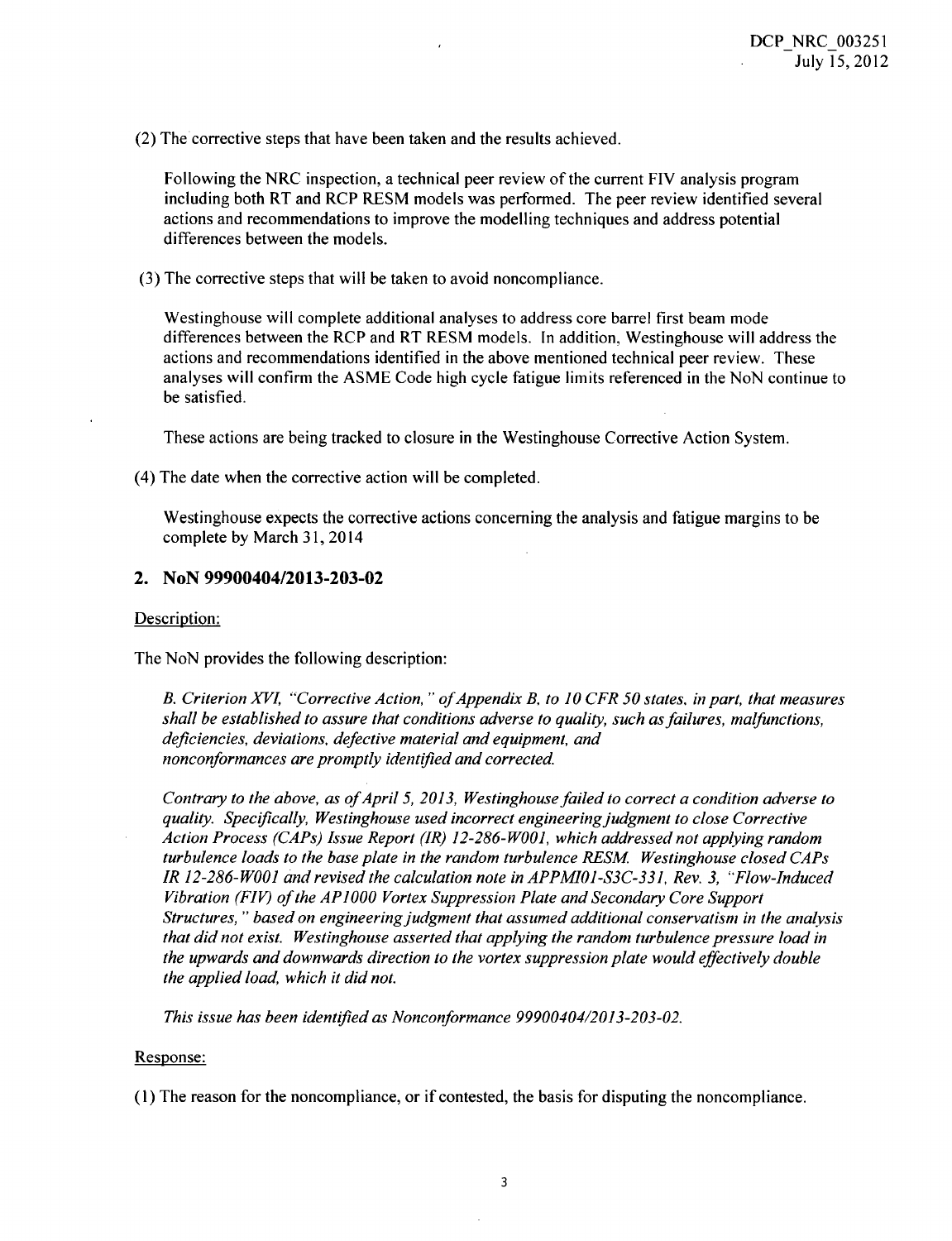(2) The corrective steps that have been taken and the results achieved.

Following the NRC inspection, a technical peer review of the current FIV analysis program including both RT and RCP RESM models was performed. The peer review identified several actions and recommendations to improve the modelling techniques and address potential differences between the models.

(3) The corrective steps that will be taken to avoid noncompliance.

Westinghouse will complete additional analyses to address core barrel first beam mode differences between the RCP and RT RESM models. In addition, Westinghouse will address the actions and recommendations identified in the above mentioned technical peer review. These analyses will confirm the ASME Code high cycle fatigue limits referenced in the NoN continue to be satisfied.

These actions are being tracked to closure in the Westinghouse Corrective Action System.

(4) The date when the corrective action will be completed.

Westinghouse expects the corrective actions concerning the analysis and fatigue margins to be complete by March 31, 2014

## 2. NoN 99900404/2013-203-02

Description:

The NoN provides the following description:

*B. Criterion XVI, "Corrective Action," of Appendix B, to 10 CFR 50 states, in part, that measures shall be established to assure that conditions adverse to quality, such as failures, malfunctions, deficiencies, deviations, defective material and equipment, and nonconformances are promptly identified and corrected.*

*Contrary to the above, as of April 5, 2013, Westinghouse failed to correct a condition adverse to quality. Specifically, Westinghouse used incorrect engineering judgment to close Corrective Action Process (CAPs) Issue Report (IR) 12-286-W001, which addressed not applying random turbulence loads to the base plate in the random turbulence RESM. Westinghouse closed CAPs IR 12-286-W001 and revised the calculation note in APPMI01-S3C-331, Rev. 3, "Flow-Induced Vibration (FIV) of the AP1000 Vortex Suppression Plate and Secondary Core Support Structures," based on engineering judgment that assumed additional conservatism in the analysis that did not exist. Westinghouse asserted that applying the random turbulence pressure load in the upwards and downwards direction to the vortex suppression plate would effectively double the applied load, which it did not.*

*This issue has been identified as Nonconformance 99900404/2013-203-02.*

Response:

(1) The reason for the noncompliance, or if contested, the basis for disputing the noncompliance.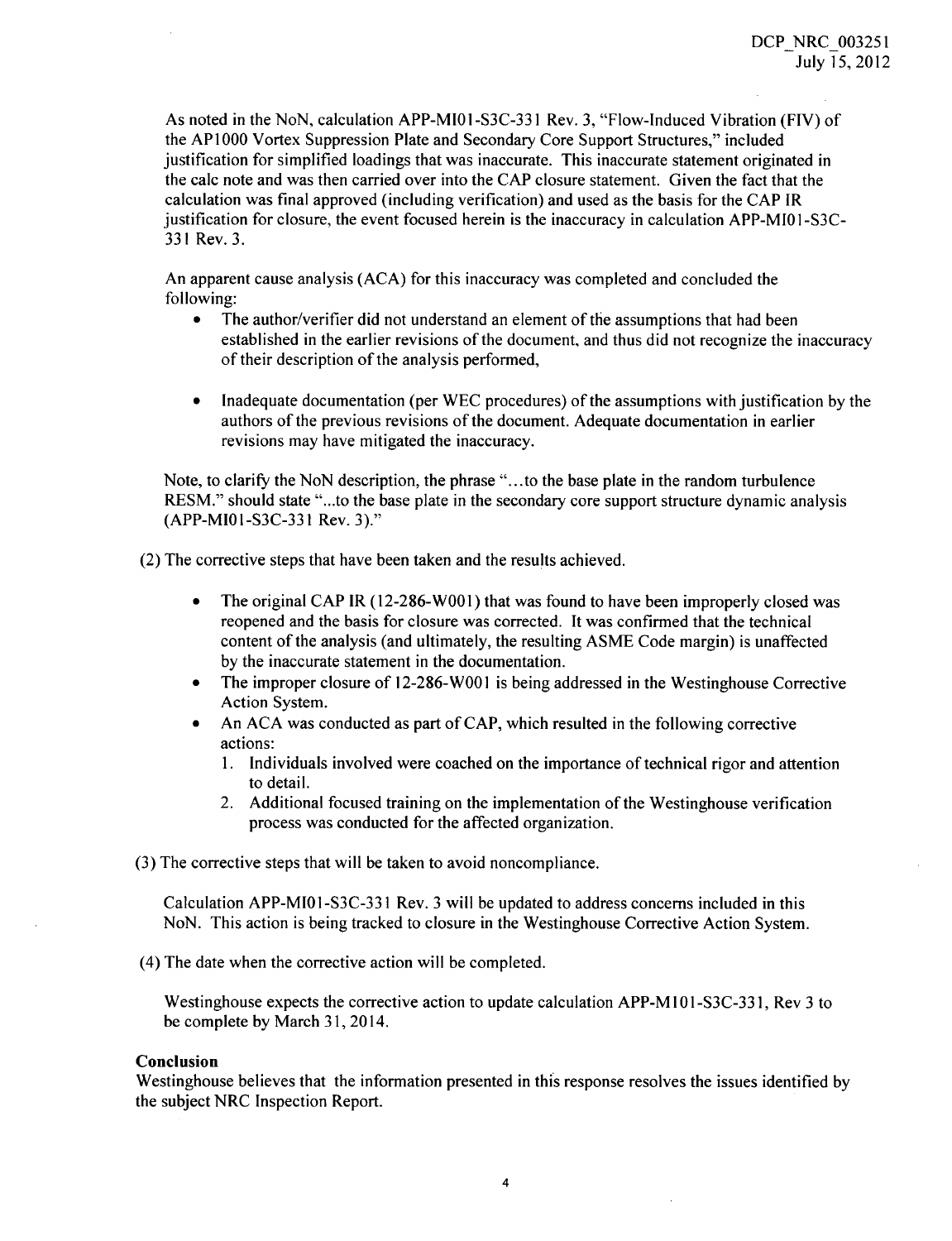As noted in the NoN, calculation APP-MI01-S3C-331 Rev. 3, "Flow-Induced Vibration (FIV) of the AP1000 Vortex Suppression Plate and Secondary Core Support Structures," included justification for simplified loadings that was inaccurate. This inaccurate statement originated in the calc note and was then carried over into the CAP closure statement. Given the fact that the calculation was final approved (including verification) and used as the basis for the CAP IR justification for closure, the event focused herein is the inaccuracy in calculation APP-MI01-S3C-331 Rev. 3.

An apparent cause analysis (ACA) for this inaccuracy was completed and concluded the following:

- The author/verifier did not understand an element of the assumptions that had been established in the earlier revisions of the document, and thus did not recognize the inaccuracy of their description of the analysis performed,
- Inadequate documentation (per WEC procedures) of the assumptions with justification by the authors of the previous revisions of the document. Adequate documentation in earlier revisions may have mitigated the inaccuracy.

Note, to clarify the NoN description, the phrase "...to the base plate in the random turbulence RESM." should state "...to the base plate in the secondary core support structure dynamic analysis (APP-MI01-S3C-331 Rev. 3)."

(2) The corrective steps that have been taken and the results achieved.

- The original CAP IR (12-286-W001) that was found to have been improperly closed was reopened and the basis for closure was corrected. It was confirmed that the technical content of the analysis (and ultimately, the resulting ASME Code margin) is unaffected by the inaccurate statement in the documentation.
- The improper closure of 12-286-W001 is being addressed in the Westinghouse Corrective Action System.
- An ACA was conducted as part of CAP, which resulted in the following corrective actions:
  1. Individuals involved were coached on the importance of technical rigor and attention to detail.
  2. Additional focused training on the implementation of the Westinghouse verification process was conducted for the affected organization.

(3) The corrective steps that will be taken to avoid noncompliance.

Calculation APP-MI01-S3C-331 Rev. 3 will be updated to address concerns included in this NoN. This action is being tracked to closure in the Westinghouse Corrective Action System.

(4) The date when the corrective action will be completed.

Westinghouse expects the corrective action to update calculation APP-M101-S3C-331, Rev 3 to be complete by March 31, 2014.

**Conclusion**

Westinghouse believes that the information presented in this response resolves the issues identified by the subject NRC Inspection Report.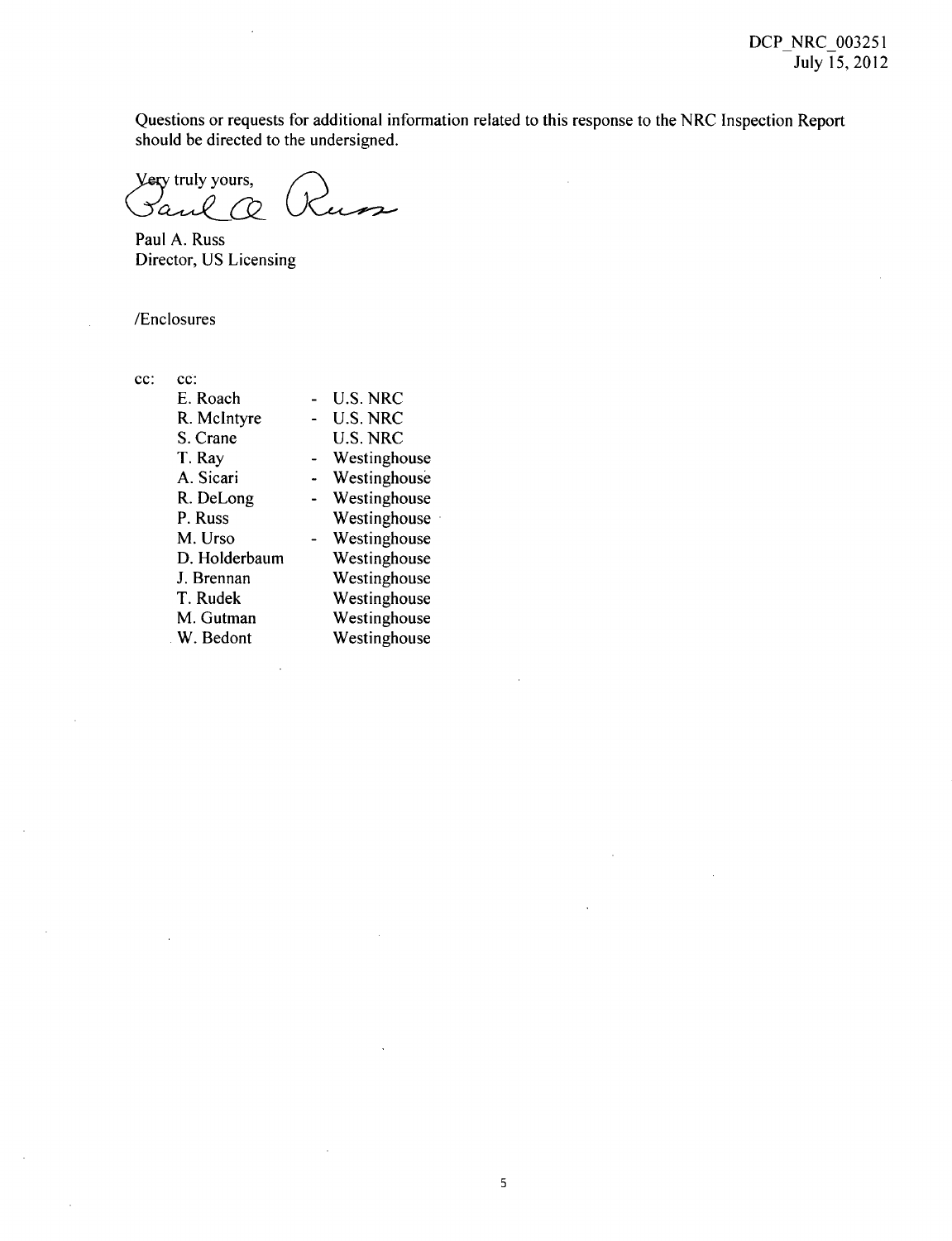DCP_NRC_003251
July 15, 2012

Questions or requests for additional information related to this response to the NRC Inspection Report should be directed to the undersigned.

Very truly yours,

Paul A. Russ
Director, US Licensing

/Enclosures

cc: cc:

| | | |
|---|---|---|
| E. Roach | - | U.S. NRC |
| R. McIntyre | - | U.S. NRC |
| S. Crane | | U.S. NRC |
| T. Ray | - | Westinghouse |
| A. Sicari | - | Westinghouse |
| R. DeLong | - | Westinghouse |
| P. Russ | | Westinghouse |
| M. Urso | - | Westinghouse |
| D. Holderbaum | | Westinghouse |
| J. Brennan | | Westinghouse |
| T. Rudek | | Westinghouse |
| M. Gutman | | Westinghouse |
| W. Bedont | | Westinghouse |